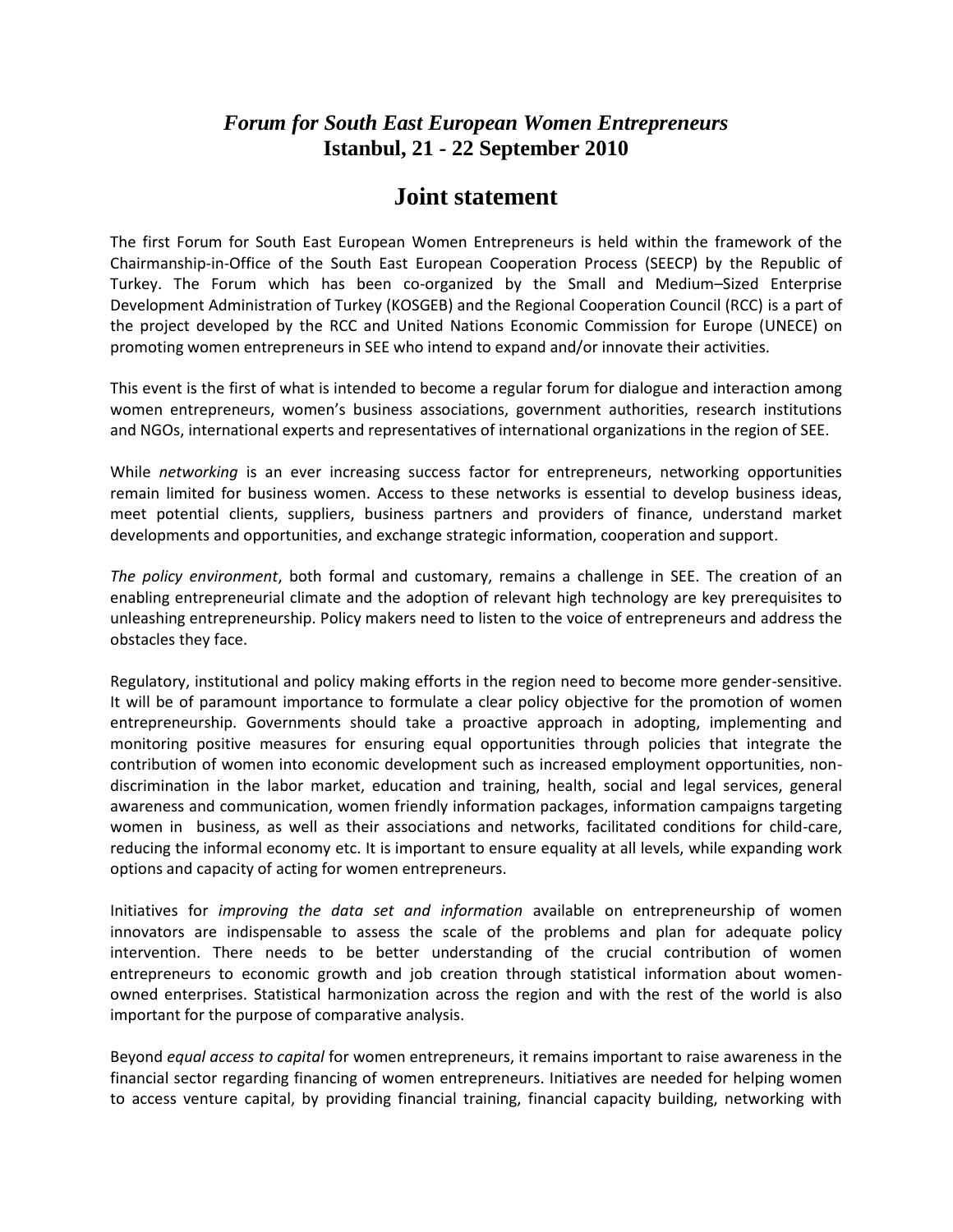## *Forum for South East European Women Entrepreneurs*
## **Istanbul, 21 - 22 September 2010**

# Joint statement

The first Forum for South East European Women Entrepreneurs is held within the framework of the Chairmanship-in-Office of the South East European Cooperation Process (SEECP) by the Republic of Turkey. The Forum which has been co-organized by the Small and Medium–Sized Enterprise Development Administration of Turkey (KOSGEB) and the Regional Cooperation Council (RCC) is a part of the project developed by the RCC and United Nations Economic Commission for Europe (UNECE) on promoting women entrepreneurs in SEE who intend to expand and/or innovate their activities.

This event is the first of what is intended to become a regular forum for dialogue and interaction among women entrepreneurs, women's business associations, government authorities, research institutions and NGOs, international experts and representatives of international organizations in the region of SEE.

While *networking* is an ever increasing success factor for entrepreneurs, networking opportunities remain limited for business women. Access to these networks is essential to develop business ideas, meet potential clients, suppliers, business partners and providers of finance, understand market developments and opportunities, and exchange strategic information, cooperation and support.

*The policy environment*, both formal and customary, remains a challenge in SEE. The creation of an enabling entrepreneurial climate and the adoption of relevant high technology are key prerequisites to unleashing entrepreneurship. Policy makers need to listen to the voice of entrepreneurs and address the obstacles they face.

Regulatory, institutional and policy making efforts in the region need to become more gender-sensitive. It will be of paramount importance to formulate a clear policy objective for the promotion of women entrepreneurship. Governments should take a proactive approach in adopting, implementing and monitoring positive measures for ensuring equal opportunities through policies that integrate the contribution of women into economic development such as increased employment opportunities, non-discrimination in the labor market, education and training, health, social and legal services, general awareness and communication, women friendly information packages, information campaigns targeting women in business, as well as their associations and networks, facilitated conditions for child-care, reducing the informal economy etc. It is important to ensure equality at all levels, while expanding work options and capacity of acting for women entrepreneurs.

Initiatives for *improving the data set and information* available on entrepreneurship of women innovators are indispensable to assess the scale of the problems and plan for adequate policy intervention. There needs to be better understanding of the crucial contribution of women entrepreneurs to economic growth and job creation through statistical information about women-owned enterprises. Statistical harmonization across the region and with the rest of the world is also important for the purpose of comparative analysis.

Beyond *equal access to capital* for women entrepreneurs, it remains important to raise awareness in the financial sector regarding financing of women entrepreneurs. Initiatives are needed for helping women to access venture capital, by providing financial training, financial capacity building, networking with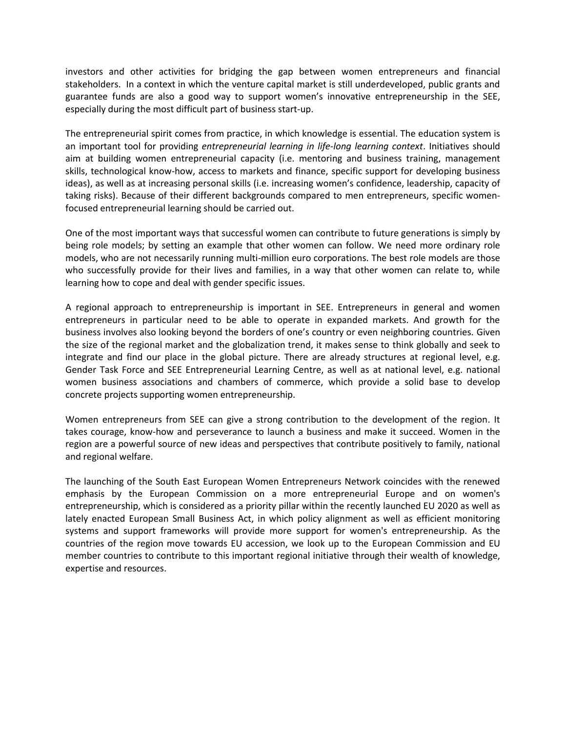investors and other activities for bridging the gap between women entrepreneurs and financial stakeholders. In a context in which the venture capital market is still underdeveloped, public grants and guarantee funds are also a good way to support women's innovative entrepreneurship in the SEE, especially during the most difficult part of business start-up.

The entrepreneurial spirit comes from practice, in which knowledge is essential. The education system is an important tool for providing *entrepreneurial learning in life-long learning context*. Initiatives should aim at building women entrepreneurial capacity (i.e. mentoring and business training, management skills, technological know-how, access to markets and finance, specific support for developing business ideas), as well as at increasing personal skills (i.e. increasing women's confidence, leadership, capacity of taking risks). Because of their different backgrounds compared to men entrepreneurs, specific women-focused entrepreneurial learning should be carried out.

One of the most important ways that successful women can contribute to future generations is simply by being role models; by setting an example that other women can follow. We need more ordinary role models, who are not necessarily running multi-million euro corporations. The best role models are those who successfully provide for their lives and families, in a way that other women can relate to, while learning how to cope and deal with gender specific issues.

A regional approach to entrepreneurship is important in SEE. Entrepreneurs in general and women entrepreneurs in particular need to be able to operate in expanded markets. And growth for the business involves also looking beyond the borders of one's country or even neighboring countries. Given the size of the regional market and the globalization trend, it makes sense to think globally and seek to integrate and find our place in the global picture. There are already structures at regional level, e.g. Gender Task Force and SEE Entrepreneurial Learning Centre, as well as at national level, e.g. national women business associations and chambers of commerce, which provide a solid base to develop concrete projects supporting women entrepreneurship.

Women entrepreneurs from SEE can give a strong contribution to the development of the region. It takes courage, know-how and perseverance to launch a business and make it succeed. Women in the region are a powerful source of new ideas and perspectives that contribute positively to family, national and regional welfare.

The launching of the South East European Women Entrepreneurs Network coincides with the renewed emphasis by the European Commission on a more entrepreneurial Europe and on women's entrepreneurship, which is considered as a priority pillar within the recently launched EU 2020 as well as lately enacted European Small Business Act, in which policy alignment as well as efficient monitoring systems and support frameworks will provide more support for women's entrepreneurship. As the countries of the region move towards EU accession, we look up to the European Commission and EU member countries to contribute to this important regional initiative through their wealth of knowledge, expertise and resources.